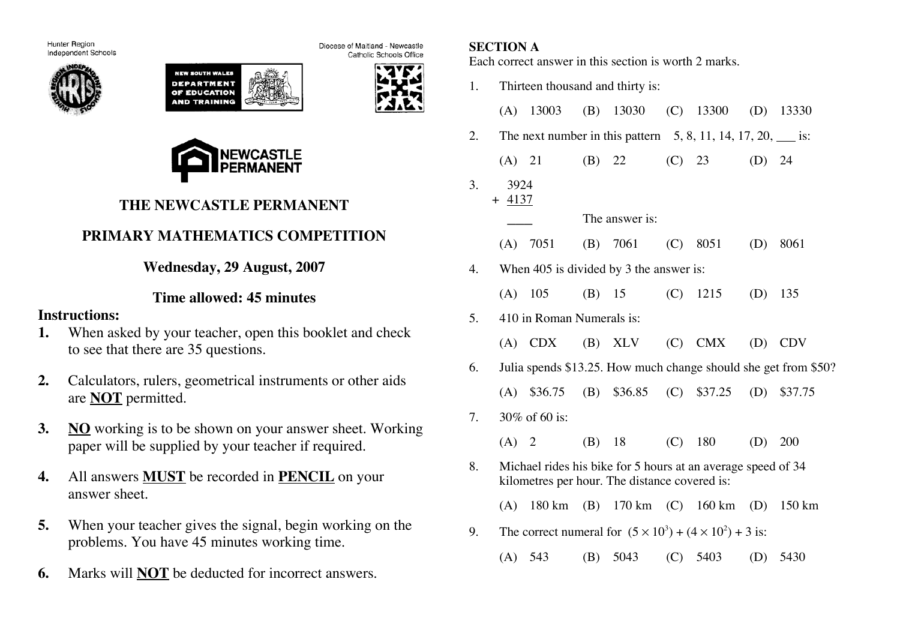Hunter Region Independent Schools

Diocese of Maitland - Newcastle Catholic Schools Office

NEW SOUTH WALES DEPARTMENT OF EDUCATION AND TRAINING

NEWCASTLE PERMANENT

# THE NEWCASTLE PERMANENT

# PRIMARY MATHEMATICS COMPETITION

## Wednesday, 29 August, 2007

## Time allowed: 45 minutes

**Instructions:**

1. When asked by your teacher, open this booklet and check to see that there are 35 questions.
2. Calculators, rulers, geometrical instruments or other aids are **NOT** permitted.
3. **NO** working is to be shown on your answer sheet. Working paper will be supplied by your teacher if required.
4. All answers **MUST** be recorded in **PENCIL** on your answer sheet.
5. When your teacher gives the signal, begin working on the problems. You have 45 minutes working time.
6. Marks will **NOT** be deducted for incorrect answers.

**SECTION A**

Each correct answer in this section is worth 2 marks.

1. Thirteen thousand and thirty is:

   (A) 13003 (B) 13030 (C) 13300 (D) 13330

2. The next number in this pattern 5, 8, 11, 14, 17, 20, ___ is:

   (A) 21 (B) 22 (C) 23 (D) 24

3. 
$$\begin{array}{r} 3924 \\ +\ 4137 \\ \hline \end{array}$$
   The answer is:

   (A) 7051 (B) 7061 (C) 8051 (D) 8061

4. When 405 is divided by 3 the answer is:

   (A) 105 (B) 15 (C) 1215 (D) 135

5. 410 in Roman Numerals is:

   (A) CDX (B) XLV (C) CMX (D) CDV

6. Julia spends $13.25. How much change should she get from $50?

   (A) $36.75 (B) $36.85 (C) $37.25 (D) $37.75

7. 30% of 60 is:

   (A) 2 (B) 18 (C) 180 (D) 200

8. Michael rides his bike for 5 hours at an average speed of 34 kilometres per hour. The distance covered is:

   (A) 180 km (B) 170 km (C) 160 km (D) 150 km

9. The correct numeral for $(5 \times 10^3) + (4 \times 10^2) + 3$ is:

   (A) 543 (B) 5043 (C) 5403 (D) 5430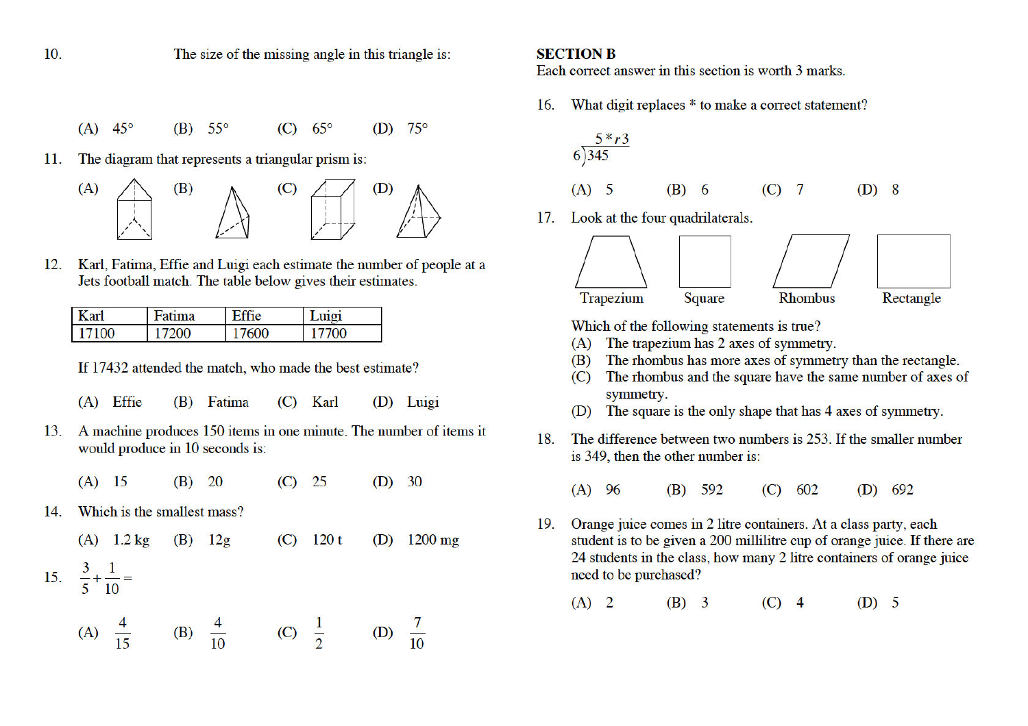10. The size of the missing angle in this triangle is:

(A) 45°  (B) 55°  (C) 65°  (D) 75°

11. The diagram that represents a triangular prism is:

(A)  (B)  (C)  (D)

12. Karl, Fatima, Effie and Luigi each estimate the number of people at a Jets football match. The table below gives their estimates.

| Karl | Fatima | Effie | Luigi |
|---|---|---|---|
| 17100 | 17200 | 17600 | 17700 |

If 17432 attended the match, who made the best estimate?

(A) Effie  (B) Fatima  (C) Karl  (D) Luigi

13. A machine produces 150 items in one minute. The number of items it would produce in 10 seconds is:

(A) 15  (B) 20  (C) 25  (D) 30

14. Which is the smallest mass?

(A) 1.2 kg  (B) 12g  (C) 120 t  (D) 1200 mg

15. $\frac{3}{5} + \frac{1}{10} =$

(A) $\frac{4}{15}$  (B) $\frac{4}{10}$  (C) $\frac{1}{2}$  (D) $\frac{7}{10}$

## SECTION B

Each correct answer in this section is worth 3 marks.

16. What digit replaces * to make a correct statement?

$$6\overline{)345}\quad 5*r3$$

(A) 5  (B) 6  (C) 7  (D) 8

17. Look at the four quadrilaterals.

Trapezium  Square  Rhombus  Rectangle

Which of the following statements is true?

(A) The trapezium has 2 axes of symmetry.
(B) The rhombus has more axes of symmetry than the rectangle.
(C) The rhombus and the square have the same number of axes of symmetry.
(D) The square is the only shape that has 4 axes of symmetry.

18. The difference between two numbers is 253. If the smaller number is 349, then the other number is:

(A) 96  (B) 592  (C) 602  (D) 692

19. Orange juice comes in 2 litre containers. At a class party, each student is to be given a 200 millilitre cup of orange juice. If there are 24 students in the class, how many 2 litre containers of orange juice need to be purchased?

(A) 2  (B) 3  (C) 4  (D) 5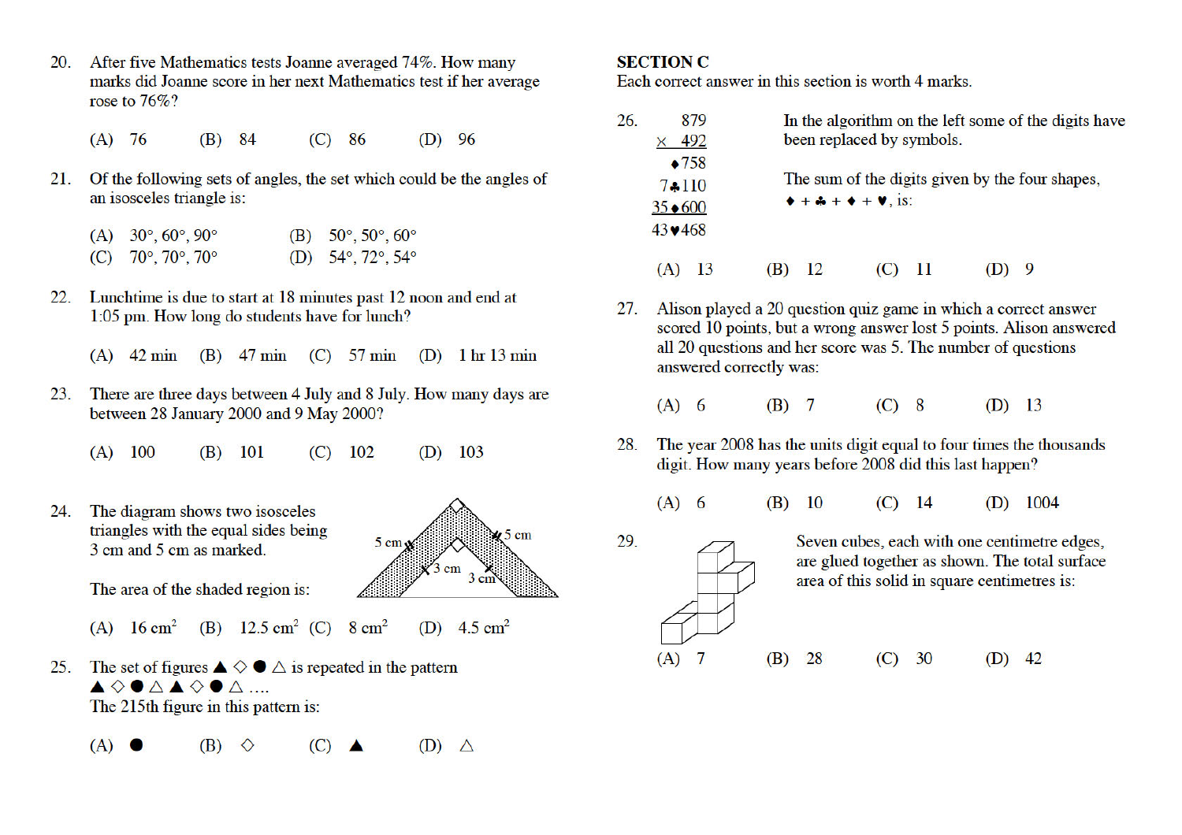20. After five Mathematics tests Joanne averaged 74%. How many marks did Joanne score in her next Mathematics test if her average rose to 76%?

(A) 76 (B) 84 (C) 86 (D) 96

21. Of the following sets of angles, the set which could be the angles of an isosceles triangle is:

(A) 30°, 60°, 90° (B) 50°, 50°, 60°
(C) 70°, 70°, 70° (D) 54°, 72°, 54°

22. Lunchtime is due to start at 18 minutes past 12 noon and end at 1:05 pm. How long do students have for lunch?

(A) 42 min (B) 47 min (C) 57 min (D) 1 hr 13 min

23. There are three days between 4 July and 8 July. How many days are between 28 January 2000 and 9 May 2000?

(A) 100 (B) 101 (C) 102 (D) 103

24. The diagram shows two isosceles triangles with the equal sides being 3 cm and 5 cm as marked.

The area of the shaded region is:

(A) 16 cm² (B) 12.5 cm² (C) 8 cm² (D) 4.5 cm²

25. The set of figures ▲ ◇ ● △ is repeated in the pattern
▲ ◇ ● △ ▲ ◇ ● △ ….
The 215th figure in this pattern is:

(A) ● (B) ◇ (C) ▲ (D) △

**SECTION C**
Each correct answer in this section is worth 4 marks.

26.

```
     879
   × 492
    ♦758
   7♣110
  35♦600
  43♥468
```

In the algorithm on the left some of the digits have been replaced by symbols.

The sum of the digits given by the four shapes, ♦ + ♣ + ♦ + ♥, is:

(A) 13 (B) 12 (C) 11 (D) 9

27. Alison played a 20 question quiz game in which a correct answer scored 10 points, but a wrong answer lost 5 points. Alison answered all 20 questions and her score was 5. The number of questions answered correctly was:

(A) 6 (B) 7 (C) 8 (D) 13

28. The year 2008 has the units digit equal to four times the thousands digit. How many years before 2008 did this last happen?

(A) 6 (B) 10 (C) 14 (D) 1004

29. Seven cubes, each with one centimetre edges, are glued together as shown. The total surface area of this solid in square centimetres is:

(A) 7 (B) 28 (C) 30 (D) 42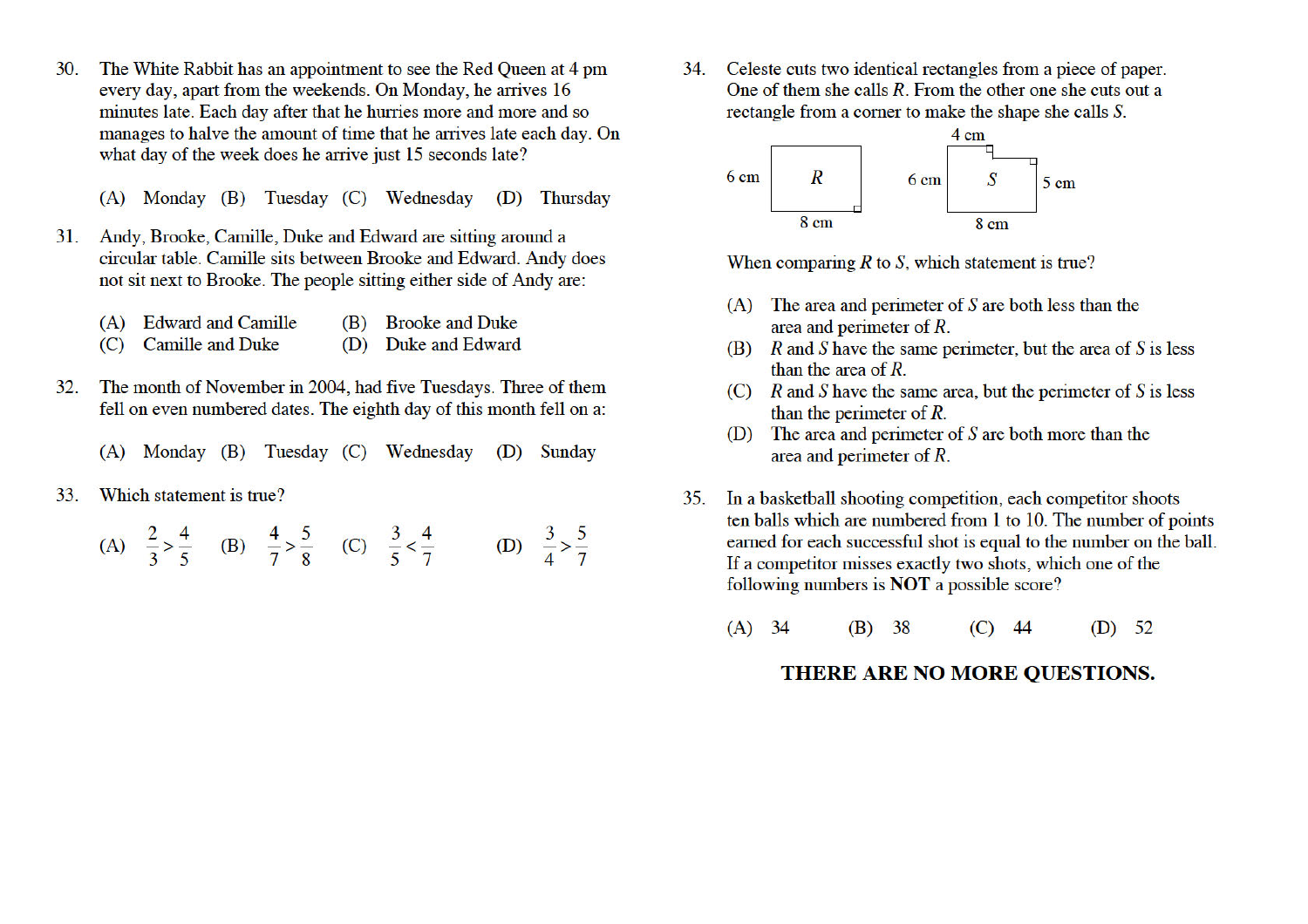30. The White Rabbit has an appointment to see the Red Queen at 4 pm every day, apart from the weekends. On Monday, he arrives 16 minutes late. Each day after that he hurries more and more and so manages to halve the amount of time that he arrives late each day. On what day of the week does he arrive just 15 seconds late?

(A) Monday (B) Tuesday (C) Wednesday (D) Thursday

31. Andy, Brooke, Camille, Duke and Edward are sitting around a circular table. Camille sits between Brooke and Edward. Andy does not sit next to Brooke. The people sitting either side of Andy are:

(A) Edward and Camille (B) Brooke and Duke
(C) Camille and Duke (D) Duke and Edward

32. The month of November in 2004, had five Tuesdays. Three of them fell on even numbered dates. The eighth day of this month fell on a:

(A) Monday (B) Tuesday (C) Wednesday (D) Sunday

33. Which statement is true?

(A) $\frac{2}{3} > \frac{4}{5}$ (B) $\frac{4}{7} > \frac{5}{8}$ (C) $\frac{3}{5} < \frac{4}{7}$ (D) $\frac{3}{4} > \frac{5}{7}$

34. Celeste cuts two identical rectangles from a piece of paper. One of them she calls $R$. From the other one she cuts out a rectangle from a corner to make the shape she calls $S$.

6 cm
R
8 cm
4 cm
6 cm
S
5 cm
8 cm

When comparing $R$ to $S$, which statement is true?

(A) The area and perimeter of $S$ are both less than the area and perimeter of $R$.
(B) $R$ and $S$ have the same perimeter, but the area of $S$ is less than the area of $R$.
(C) $R$ and $S$ have the same area, but the perimeter of $S$ is less than the perimeter of $R$.
(D) The area and perimeter of $S$ are both more than the area and perimeter of $R$.

35. In a basketball shooting competition, each competitor shoots ten balls which are numbered from 1 to 10. The number of points earned for each successful shot is equal to the number on the ball. If a competitor misses exactly two shots, which one of the following numbers is **NOT** a possible score?

(A) 34 (B) 38 (C) 44 (D) 52

**THERE ARE NO MORE QUESTIONS.**